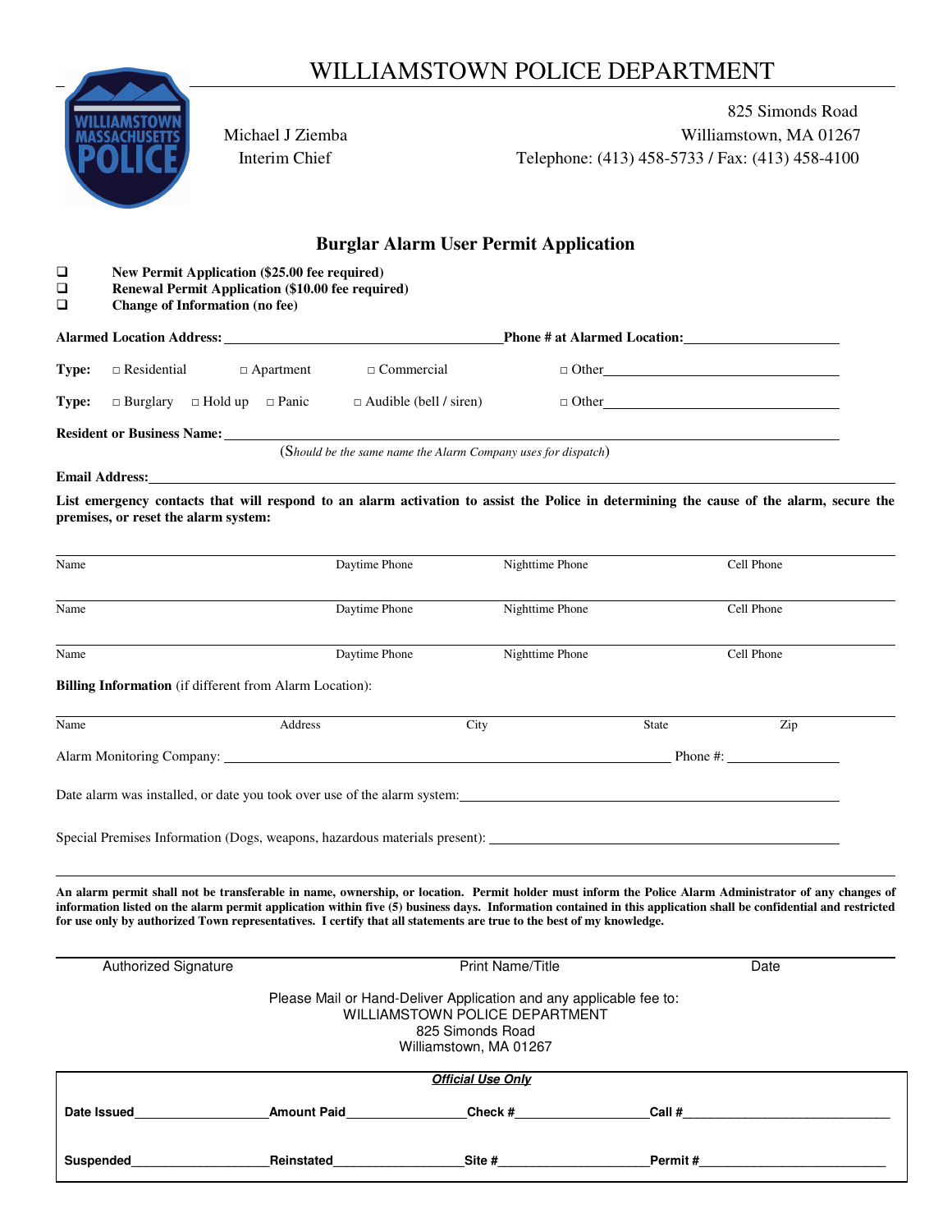# WILLIAMSTOWN POLICE DEPARTMENT

Michael J Ziemba
Interim Chief

825 Simonds Road
Williamstown, MA 01267
Telephone: (413) 458-5733 / Fax: (413) 458-4100

## Burglar Alarm User Permit Application

- ☐ **New Permit Application ($25.00 fee required)**
- ☐ **Renewal Permit Application ($10.00 fee required)**
- ☐ **Change of Information (no fee)**

**Alarmed Location Address:** ______________________________ **Phone # at Alarmed Location:** ____________________

**Type:** □ Residential □ Apartment □ Commercial □ Other____________________

**Type:** □ Burglary □ Hold up □ Panic □ Audible (bell / siren) □ Other____________________

**Resident or Business Name:** ____________________________________________

(*Should be the same name the Alarm Company uses for dispatch*)

**Email Address:** ____________________________________________

**List emergency contacts that will respond to an alarm activation to assist the Police in determining the cause of the alarm, secure the premises, or reset the alarm system:**

| Name | Daytime Phone | Nighttime Phone | Cell Phone |
|---|---|---|---|
| | | | |
| | | | |
| | | | |

**Billing Information** (if different from Alarm Location):

| Name | Address | City | State | Zip |
|---|---|---|---|---|
| | | | | |

Alarm Monitoring Company: ____________________________________________ Phone #: ______________

Date alarm was installed, or date you took over use of the alarm system: ______________________________

Special Premises Information (Dogs, weapons, hazardous materials present): ______________________________

**An alarm permit shall not be transferable in name, ownership, or location. Permit holder must inform the Police Alarm Administrator of any changes of information listed on the alarm permit application within five (5) business days. Information contained in this application shall be confidential and restricted for use only by authorized Town representatives. I certify that all statements are true to the best of my knowledge.**

| Authorized Signature | Print Name/Title | Date |
|---|---|---|
| | | |

Please Mail or Hand-Deliver Application and any applicable fee to:
WILLIAMSTOWN POLICE DEPARTMENT
825 Simonds Road
Williamstown, MA 01267

***Official Use Only***

**Date Issued**__________________ **Amount Paid**________________ **Check #**__________________ **Call #**______________________________

**Suspended**__________________ **Reinstated**__________________ **Site #**_____________________ **Permit #**___________________________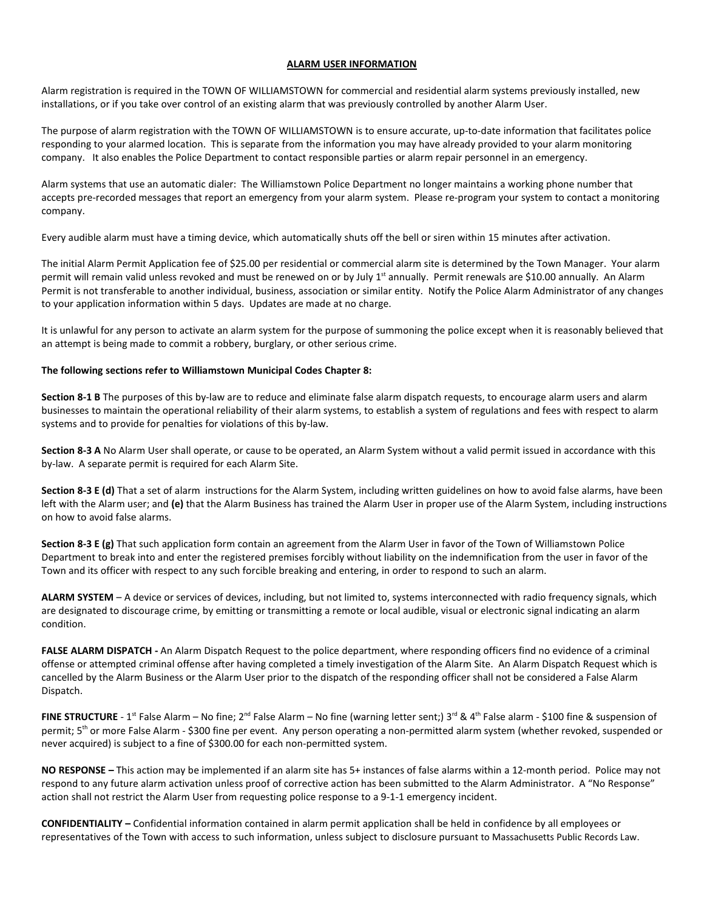## ALARM USER INFORMATION

Alarm registration is required in the TOWN OF WILLIAMSTOWN for commercial and residential alarm systems previously installed, new installations, or if you take over control of an existing alarm that was previously controlled by another Alarm User.

The purpose of alarm registration with the TOWN OF WILLIAMSTOWN is to ensure accurate, up-to-date information that facilitates police responding to your alarmed location. This is separate from the information you may have already provided to your alarm monitoring company. It also enables the Police Department to contact responsible parties or alarm repair personnel in an emergency.

Alarm systems that use an automatic dialer: The Williamstown Police Department no longer maintains a working phone number that accepts pre-recorded messages that report an emergency from your alarm system. Please re-program your system to contact a monitoring company.

Every audible alarm must have a timing device, which automatically shuts off the bell or siren within 15 minutes after activation.

The initial Alarm Permit Application fee of $25.00 per residential or commercial alarm site is determined by the Town Manager. Your alarm permit will remain valid unless revoked and must be renewed on or by July 1st annually. Permit renewals are $10.00 annually. An Alarm Permit is not transferable to another individual, business, association or similar entity. Notify the Police Alarm Administrator of any changes to your application information within 5 days. Updates are made at no charge.

It is unlawful for any person to activate an alarm system for the purpose of summoning the police except when it is reasonably believed that an attempt is being made to commit a robbery, burglary, or other serious crime.

**The following sections refer to Williamstown Municipal Codes Chapter 8:**

**Section 8-1 B** The purposes of this by-law are to reduce and eliminate false alarm dispatch requests, to encourage alarm users and alarm businesses to maintain the operational reliability of their alarm systems, to establish a system of regulations and fees with respect to alarm systems and to provide for penalties for violations of this by-law.

**Section 8-3 A** No Alarm User shall operate, or cause to be operated, an Alarm System without a valid permit issued in accordance with this by-law. A separate permit is required for each Alarm Site.

**Section 8-3 E (d)** That a set of alarm instructions for the Alarm System, including written guidelines on how to avoid false alarms, have been left with the Alarm user; and **(e)** that the Alarm Business has trained the Alarm User in proper use of the Alarm System, including instructions on how to avoid false alarms.

**Section 8-3 E (g)** That such application form contain an agreement from the Alarm User in favor of the Town of Williamstown Police Department to break into and enter the registered premises forcibly without liability on the indemnification from the user in favor of the Town and its officer with respect to any such forcible breaking and entering, in order to respond to such an alarm.

**ALARM SYSTEM** – A device or services of devices, including, but not limited to, systems interconnected with radio frequency signals, which are designated to discourage crime, by emitting or transmitting a remote or local audible, visual or electronic signal indicating an alarm condition.

**FALSE ALARM DISPATCH -** An Alarm Dispatch Request to the police department, where responding officers find no evidence of a criminal offense or attempted criminal offense after having completed a timely investigation of the Alarm Site. An Alarm Dispatch Request which is cancelled by the Alarm Business or the Alarm User prior to the dispatch of the responding officer shall not be considered a False Alarm Dispatch.

**FINE STRUCTURE** - 1st False Alarm – No fine; 2nd False Alarm – No fine (warning letter sent;) 3rd & 4th False alarm - $100 fine & suspension of permit; 5th or more False Alarm - $300 fine per event. Any person operating a non-permitted alarm system (whether revoked, suspended or never acquired) is subject to a fine of $300.00 for each non-permitted system.

**NO RESPONSE –** This action may be implemented if an alarm site has 5+ instances of false alarms within a 12-month period. Police may not respond to any future alarm activation unless proof of corrective action has been submitted to the Alarm Administrator. A "No Response" action shall not restrict the Alarm User from requesting police response to a 9-1-1 emergency incident.

**CONFIDENTIALITY –** Confidential information contained in alarm permit application shall be held in confidence by all employees or representatives of the Town with access to such information, unless subject to disclosure pursuant to Massachusetts Public Records Law.